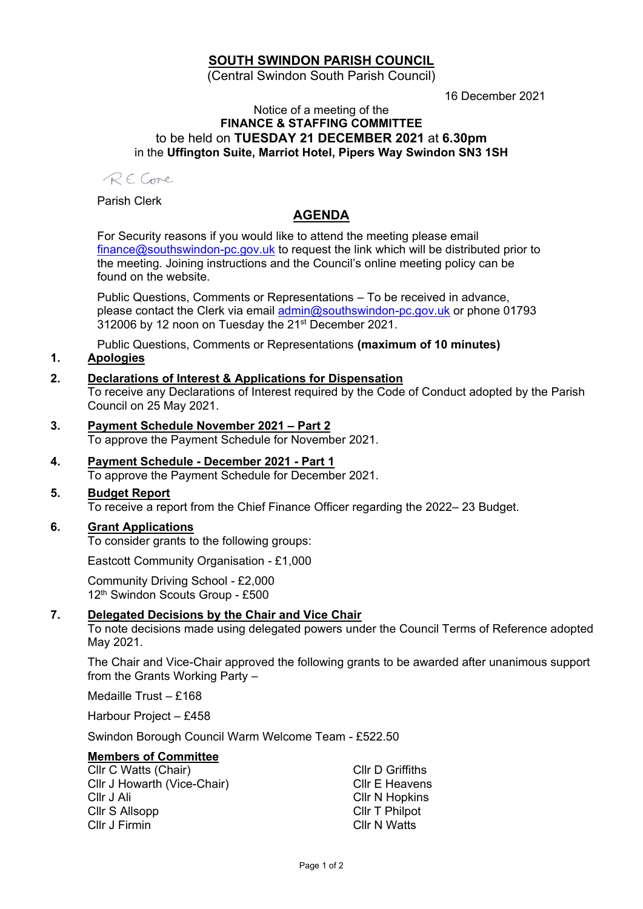# SOUTH SWINDON PARISH COUNCIL

(Central Swindon South Parish Council)

16 December 2021

Notice of a meeting of the
**FINANCE & STAFFING COMMITTEE**
to be held on **TUESDAY 21 DECEMBER 2021** at **6.30pm**
in the **Uffington Suite, Marriot Hotel, Pipers Way Swindon SN3 1SH**

R E Cone

Parish Clerk

## AGENDA

For Security reasons if you would like to attend the meeting please email finance@southswindon-pc.gov.uk to request the link which will be distributed prior to the meeting. Joining instructions and the Council's online meeting policy can be found on the website.

Public Questions, Comments or Representations – To be received in advance, please contact the Clerk via email admin@southswindon-pc.gov.uk or phone 01793 312006 by 12 noon on Tuesday the 21st December 2021.

Public Questions, Comments or Representations **(maximum of 10 minutes)**

1. **Apologies**

2. **Declarations of Interest & Applications for Dispensation**
   To receive any Declarations of Interest required by the Code of Conduct adopted by the Parish Council on 25 May 2021.

3. **Payment Schedule November 2021 – Part 2**
   To approve the Payment Schedule for November 2021.

4. **Payment Schedule - December 2021 - Part 1**
   To approve the Payment Schedule for December 2021.

5. **Budget Report**
   To receive a report from the Chief Finance Officer regarding the 2022– 23 Budget.

6. **Grant Applications**
   To consider grants to the following groups:

   Eastcott Community Organisation - £1,000

   Community Driving School - £2,000
   12th Swindon Scouts Group - £500

7. **Delegated Decisions by the Chair and Vice Chair**
   To note decisions made using delegated powers under the Council Terms of Reference adopted May 2021.

   The Chair and Vice-Chair approved the following grants to be awarded after unanimous support from the Grants Working Party –

   Medaille Trust – £168

   Harbour Project – £458

   Swindon Borough Council Warm Welcome Team - £522.50

**Members of Committee**

Cllr C Watts (Chair)
Cllr J Howarth (Vice-Chair)
Cllr J Ali
Cllr S Allsopp
Cllr J Firmin
Cllr D Griffiths
Cllr E Heavens
Cllr N Hopkins
Cllr T Philpot
Cllr N Watts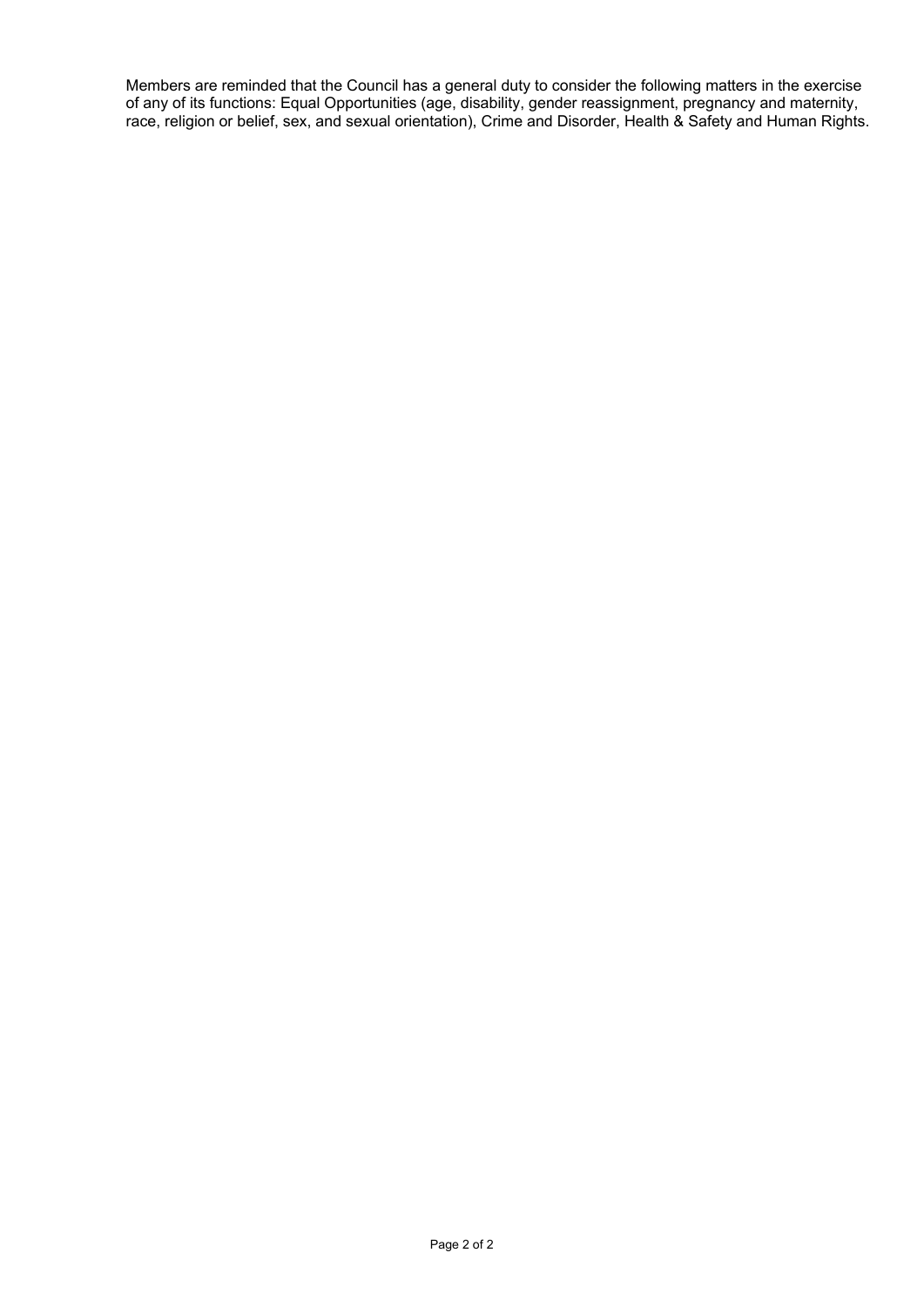Members are reminded that the Council has a general duty to consider the following matters in the exercise of any of its functions: Equal Opportunities (age, disability, gender reassignment, pregnancy and maternity, race, religion or belief, sex, and sexual orientation), Crime and Disorder, Health & Safety and Human Rights.